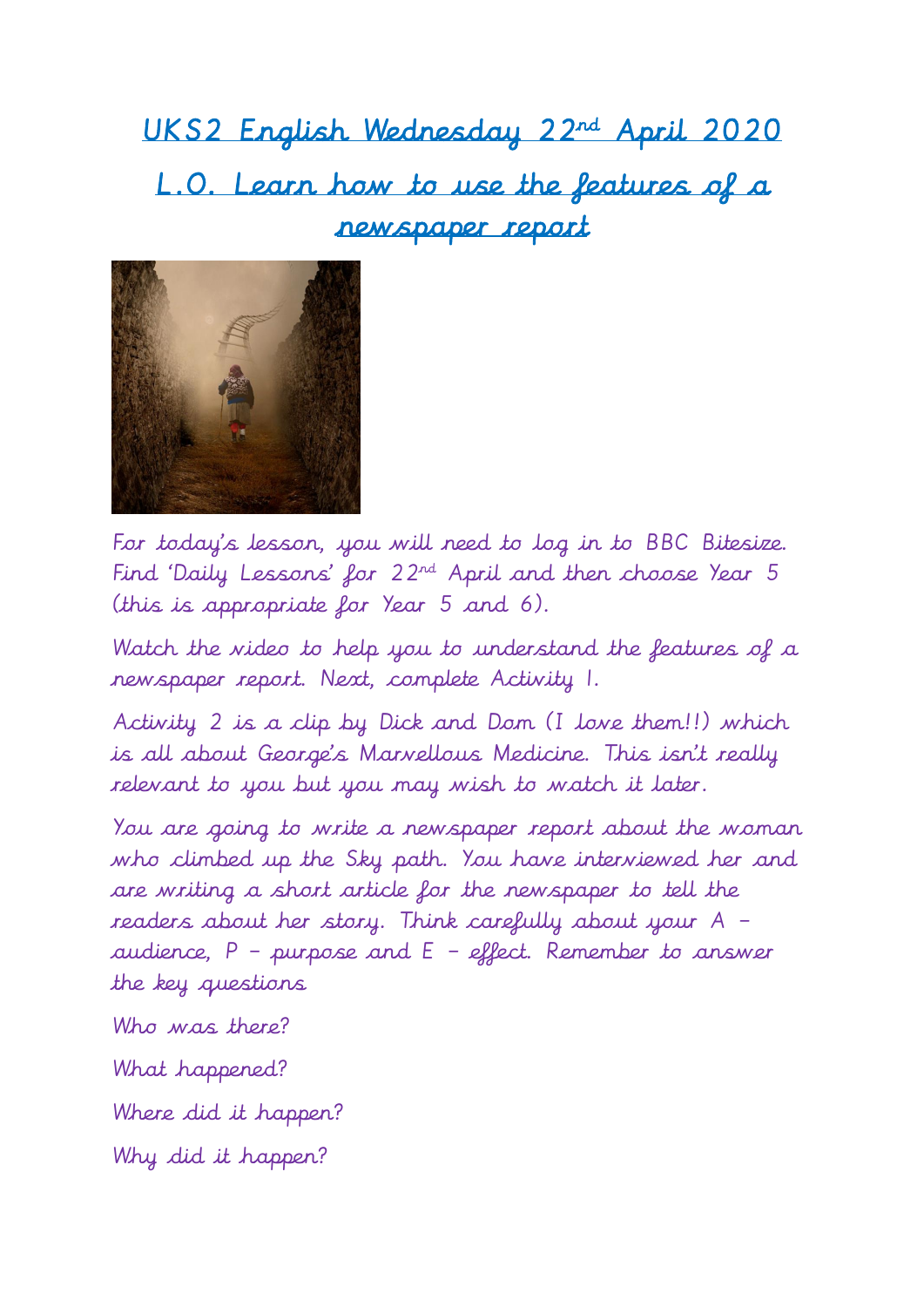# UKS2 English Wednesday 22nd April 2020

## L.O. Learn how to use the features of a newspaper report

For today's lesson, you will need to log in to BBC Bitesize. Find 'Daily Lessons' for 22nd April and then choose Year 5 (this is appropriate for Year 5 and 6).

Watch the video to help you to understand the features of a newspaper report. Next, complete Activity 1.

Activity 2 is a clip by Dick and Dom (I love them!!) which is all about George's Marvellous Medicine. This isn't really relevant to you but you may wish to watch it later.

You are going to write a newspaper report about the woman who climbed up the Sky path. You have interviewed her and are writing a short article for the newspaper to tell the readers about her story. Think carefully about your A – audience, P – purpose and E – effect. Remember to answer the key questions

Who was there?

What happened?

Where did it happen?

Why did it happen?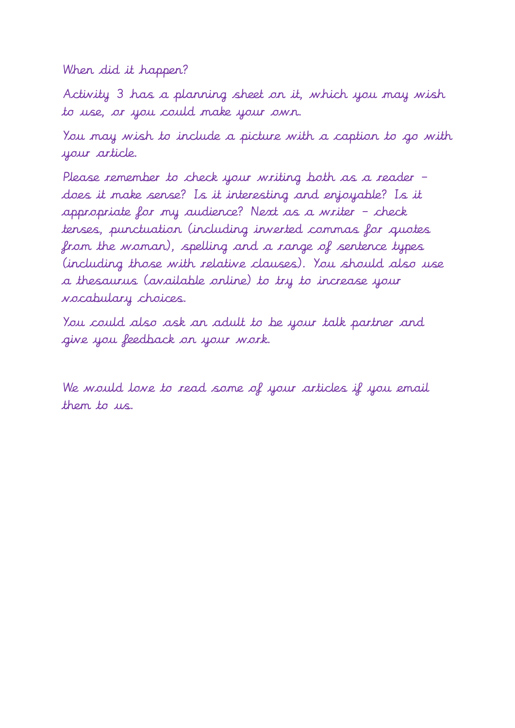When did it happen?

Activity 3 has a planning sheet on it, which you may wish to use, or you could make your own.

You may wish to include a picture with a caption to go with your article.

Please remember to check your writing both as a reader – does it make sense? Is it interesting and enjoyable? Is it appropriate for my audience? Next as a writer – check tenses, punctuation (including inverted commas for quotes from the woman), spelling and a range of sentence types (including those with relative clauses). You should also use a thesaurus (available online) to try to increase your vocabulary choices.

You could also ask an adult to be your talk partner and give you feedback on your work.

We would love to read some of your articles if you email them to us.